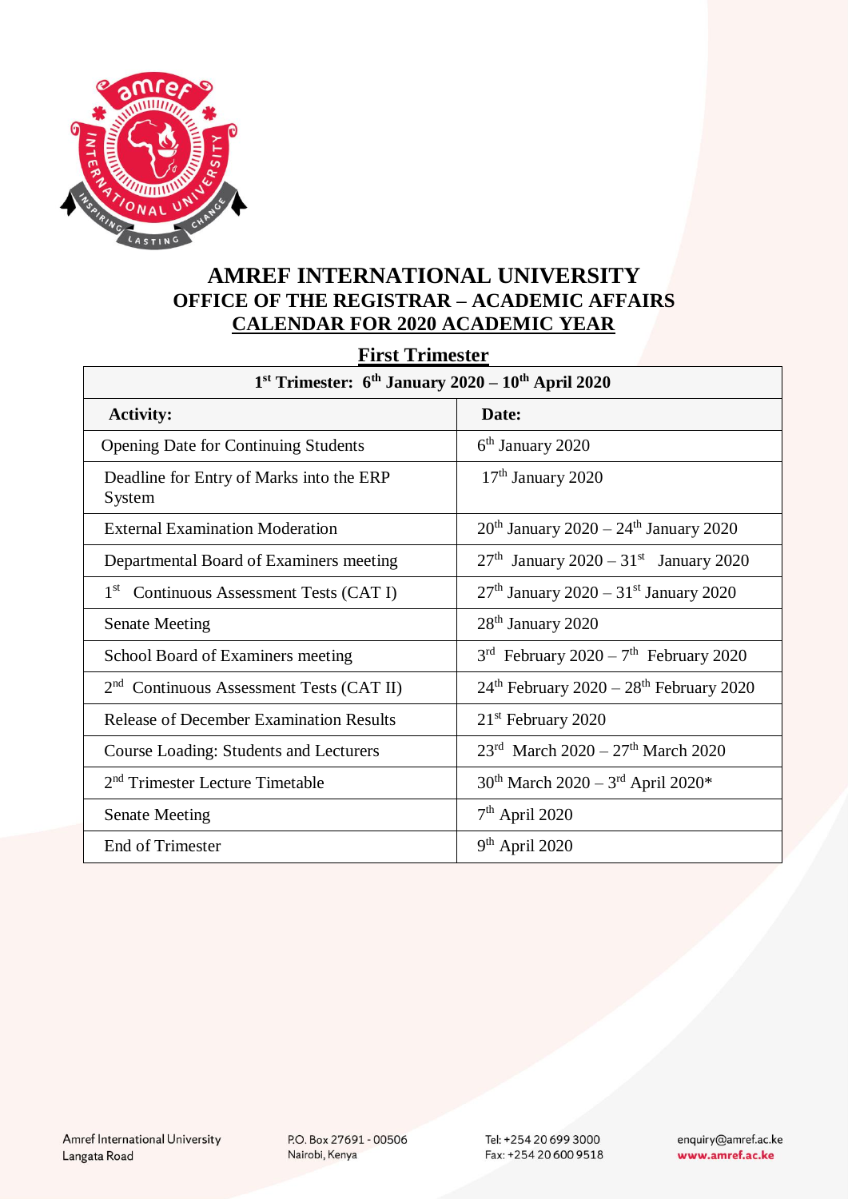# AMREF INTERNATIONAL UNIVERSITY
## OFFICE OF THE REGISTRAR – ACADEMIC AFFAIRS
## CALENDAR FOR 2020 ACADEMIC YEAR

### First Trimester

| 1st Trimester: 6th January 2020 – 10th April 2020 | |
|---|---|
| **Activity:** | **Date:** |
| Opening Date for Continuing Students | 6th January 2020 |
| Deadline for Entry of Marks into the ERP System | 17th January 2020 |
| External Examination Moderation | 20th January 2020 – 24th January 2020 |
| Departmental Board of Examiners meeting | 27th January 2020 – 31st January 2020 |
| 1st Continuous Assessment Tests (CAT I) | 27th January 2020 – 31st January 2020 |
| Senate Meeting | 28th January 2020 |
| School Board of Examiners meeting | 3rd February 2020 – 7th February 2020 |
| 2nd Continuous Assessment Tests (CAT II) | 24th February 2020 – 28th February 2020 |
| Release of December Examination Results | 21st February 2020 |
| Course Loading: Students and Lecturers | 23rd March 2020 – 27th March 2020 |
| 2nd Trimester Lecture Timetable | 30th March 2020 – 3rd April 2020* |
| Senate Meeting | 7th April 2020 |
| End of Trimester | 9th April 2020 |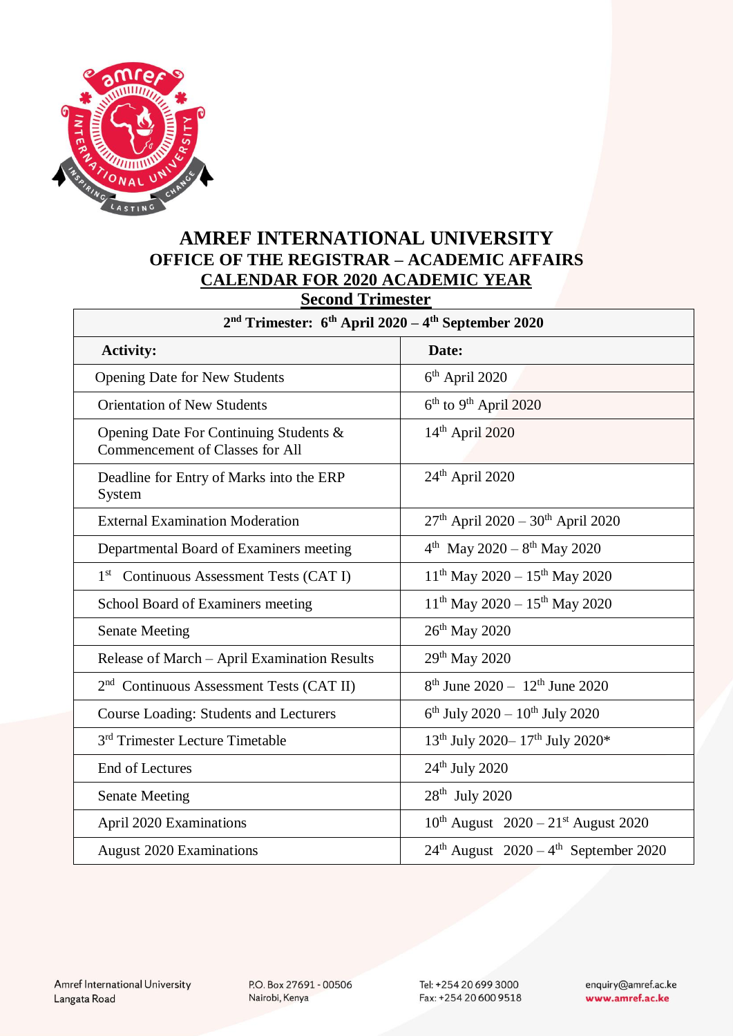# AMREF INTERNATIONAL UNIVERSITY

## OFFICE OF THE REGISTRAR – ACADEMIC AFFAIRS

## CALENDAR FOR 2020 ACADEMIC YEAR

### Second Trimester

| 2nd Trimester: 6th April 2020 – 4th September 2020 | |
|---|---|
| **Activity:** | **Date:** |
| Opening Date for New Students | 6th April 2020 |
| Orientation of New Students | 6th to 9th April 2020 |
| Opening Date For Continuing Students & Commencement of Classes for All | 14th April 2020 |
| Deadline for Entry of Marks into the ERP System | 24th April 2020 |
| External Examination Moderation | 27th April 2020 – 30th April 2020 |
| Departmental Board of Examiners meeting | 4th May 2020 – 8th May 2020 |
| 1st Continuous Assessment Tests (CAT I) | 11th May 2020 – 15th May 2020 |
| School Board of Examiners meeting | 11th May 2020 – 15th May 2020 |
| Senate Meeting | 26th May 2020 |
| Release of March – April Examination Results | 29th May 2020 |
| 2nd Continuous Assessment Tests (CAT II) | 8th June 2020 – 12th June 2020 |
| Course Loading: Students and Lecturers | 6th July 2020 – 10th July 2020 |
| 3rd Trimester Lecture Timetable | 13th July 2020– 17th July 2020* |
| End of Lectures | 24th July 2020 |
| Senate Meeting | 28th July 2020 |
| April 2020 Examinations | 10th August 2020 – 21st August 2020 |
| August 2020 Examinations | 24th August 2020 – 4th September 2020 |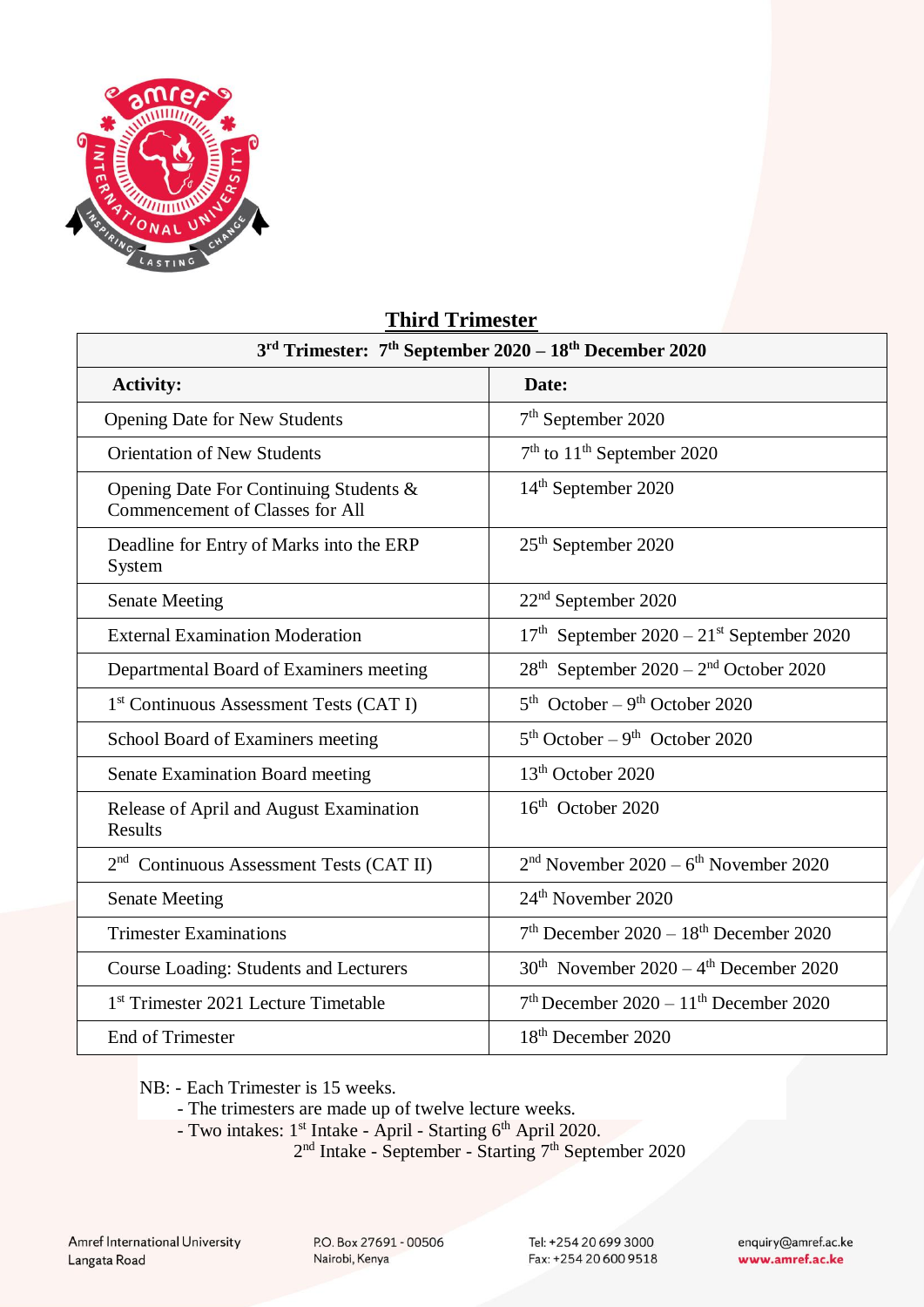## Third Trimester

| 3rd Trimester: 7th September 2020 – 18th December 2020 | |
|---|---|
| **Activity:** | **Date:** |
| Opening Date for New Students | 7th September 2020 |
| Orientation of New Students | 7th to 11th September 2020 |
| Opening Date For Continuing Students & Commencement of Classes for All | 14th September 2020 |
| Deadline for Entry of Marks into the ERP System | 25th September 2020 |
| Senate Meeting | 22nd September 2020 |
| External Examination Moderation | 17th September 2020 – 21st September 2020 |
| Departmental Board of Examiners meeting | 28th September 2020 – 2nd October 2020 |
| 1st Continuous Assessment Tests (CAT I) | 5th October – 9th October 2020 |
| School Board of Examiners meeting | 5th October – 9th October 2020 |
| Senate Examination Board meeting | 13th October 2020 |
| Release of April and August Examination Results | 16th October 2020 |
| 2nd Continuous Assessment Tests (CAT II) | 2nd November 2020 – 6th November 2020 |
| Senate Meeting | 24th November 2020 |
| Trimester Examinations | 7th December 2020 – 18th December 2020 |
| Course Loading: Students and Lecturers | 30th November 2020 – 4th December 2020 |
| 1st Trimester 2021 Lecture Timetable | 7th December 2020 – 11th December 2020 |
| End of Trimester | 18th December 2020 |

NB: - Each Trimester is 15 weeks.
- The trimesters are made up of twelve lecture weeks.
- Two intakes: 1st Intake - April - Starting 6th April 2020.
  2nd Intake - September - Starting 7th September 2020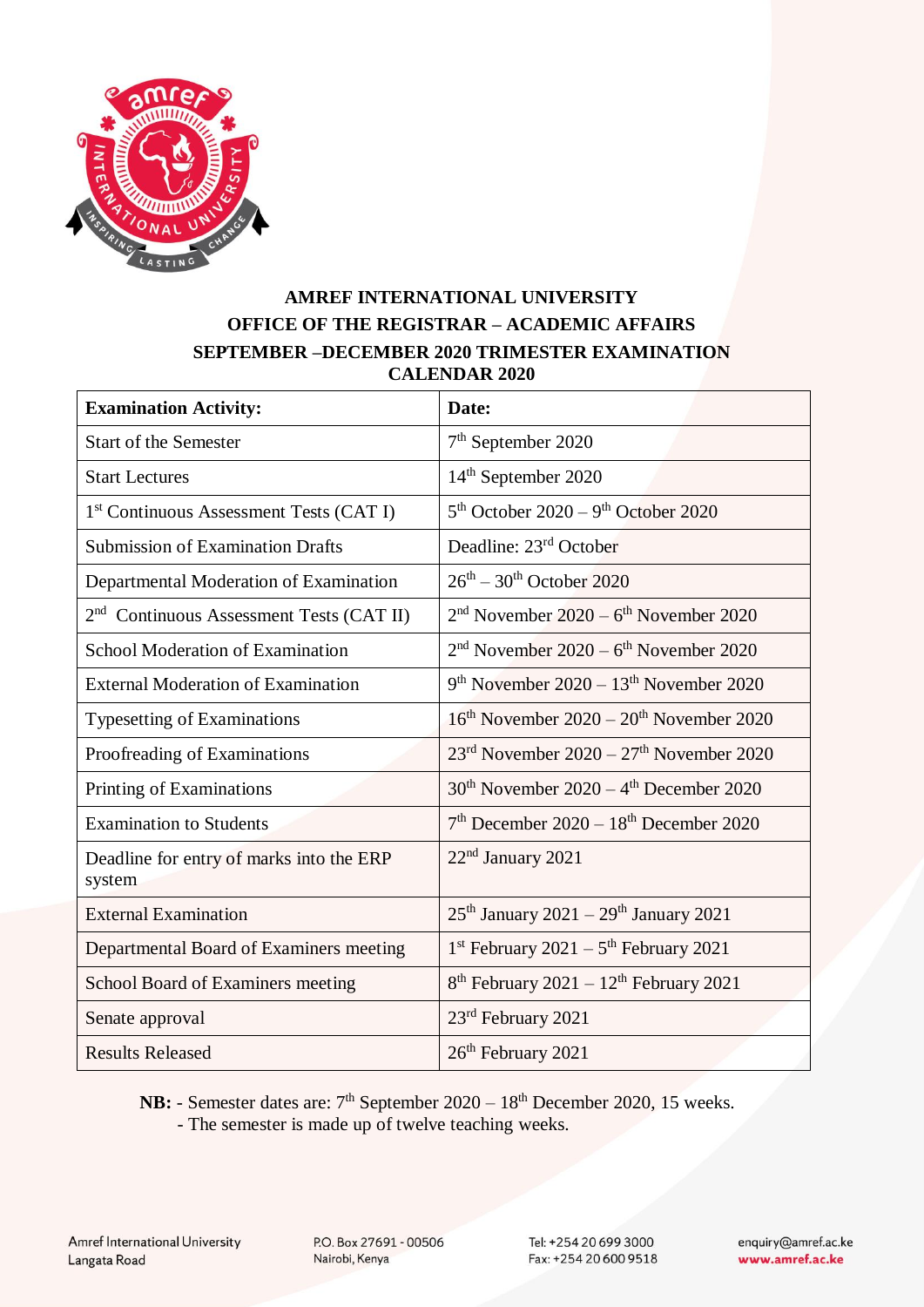**AMREF INTERNATIONAL UNIVERSITY**
**OFFICE OF THE REGISTRAR – ACADEMIC AFFAIRS**
**SEPTEMBER –DECEMBER 2020 TRIMESTER EXAMINATION CALENDAR 2020**

| Examination Activity: | Date: |
|---|---|
| Start of the Semester | 7th September 2020 |
| Start Lectures | 14th September 2020 |
| 1st Continuous Assessment Tests (CAT I) | 5th October 2020 – 9th October 2020 |
| Submission of Examination Drafts | Deadline: 23rd October |
| Departmental Moderation of Examination | 26th – 30th October 2020 |
| 2nd Continuous Assessment Tests (CAT II) | 2nd November 2020 – 6th November 2020 |
| School Moderation of Examination | 2nd November 2020 – 6th November 2020 |
| External Moderation of Examination | 9th November 2020 – 13th November 2020 |
| Typesetting of Examinations | 16th November 2020 – 20th November 2020 |
| Proofreading of Examinations | 23rd November 2020 – 27th November 2020 |
| Printing of Examinations | 30th November 2020 – 4th December 2020 |
| Examination to Students | 7th December 2020 – 18th December 2020 |
| Deadline for entry of marks into the ERP system | 22nd January 2021 |
| External Examination | 25th January 2021 – 29th January 2021 |
| Departmental Board of Examiners meeting | 1st February 2021 – 5th February 2021 |
| School Board of Examiners meeting | 8th February 2021 – 12th February 2021 |
| Senate approval | 23rd February 2021 |
| Results Released | 26th February 2021 |

**NB:** - Semester dates are: 7th September 2020 – 18th December 2020, 15 weeks.
- The semester is made up of twelve teaching weeks.